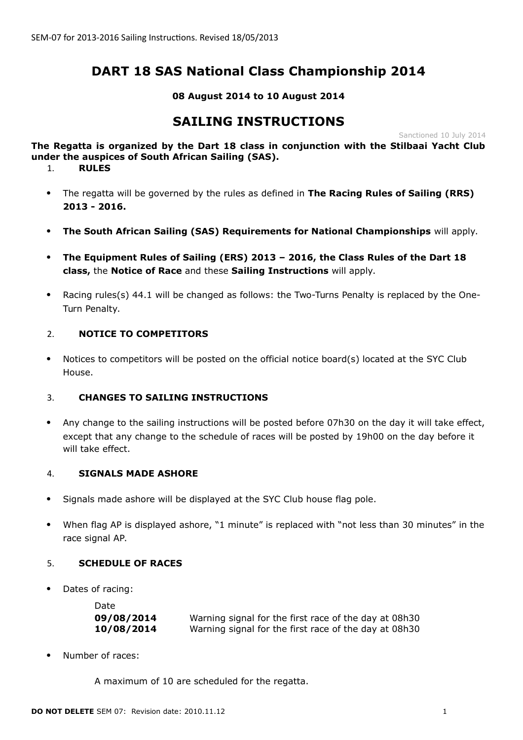# DART 18 SAS National Class Championship 2014

**08 August 2014 to 10 August 2014**

# SAILING INSTRUCTIONS

Sanctioned 10 July 2014

**The Regatta is organized by the Dart 18 class in conjunction with the Stilbaai Yacht Club under the auspices of South African Sailing (SAS).**

## 1. RULES

- The regatta will be governed by the rules as defined in **The Racing Rules of Sailing (RRS) 2013 - 2016.**
- **The South African Sailing (SAS) Requirements for National Championships** will apply.
- **The Equipment Rules of Sailing (ERS) 2013 – 2016, the Class Rules of the Dart 18 class,** the **Notice of Race** and these **Sailing Instructions** will apply.
- Racing rules(s) 44.1 will be changed as follows: the Two-Turns Penalty is replaced by the One-Turn Penalty.

## 2. NOTICE TO COMPETITORS

- Notices to competitors will be posted on the official notice board(s) located at the SYC Club House.

## 3. CHANGES TO SAILING INSTRUCTIONS

- Any change to the sailing instructions will be posted before 07h30 on the day it will take effect, except that any change to the schedule of races will be posted by 19h00 on the day before it will take effect.

## 4. SIGNALS MADE ASHORE

- Signals made ashore will be displayed at the SYC Club house flag pole.
- When flag AP is displayed ashore, "1 minute" is replaced with "not less than 30 minutes" in the race signal AP.

## 5. SCHEDULE OF RACES

- Dates of racing:

| Date | |
|---|---|
| **09/08/2014** | Warning signal for the first race of the day at 08h30 |
| **10/08/2014** | Warning signal for the first race of the day at 08h30 |

- Number of races:

  A maximum of 10 are scheduled for the regatta.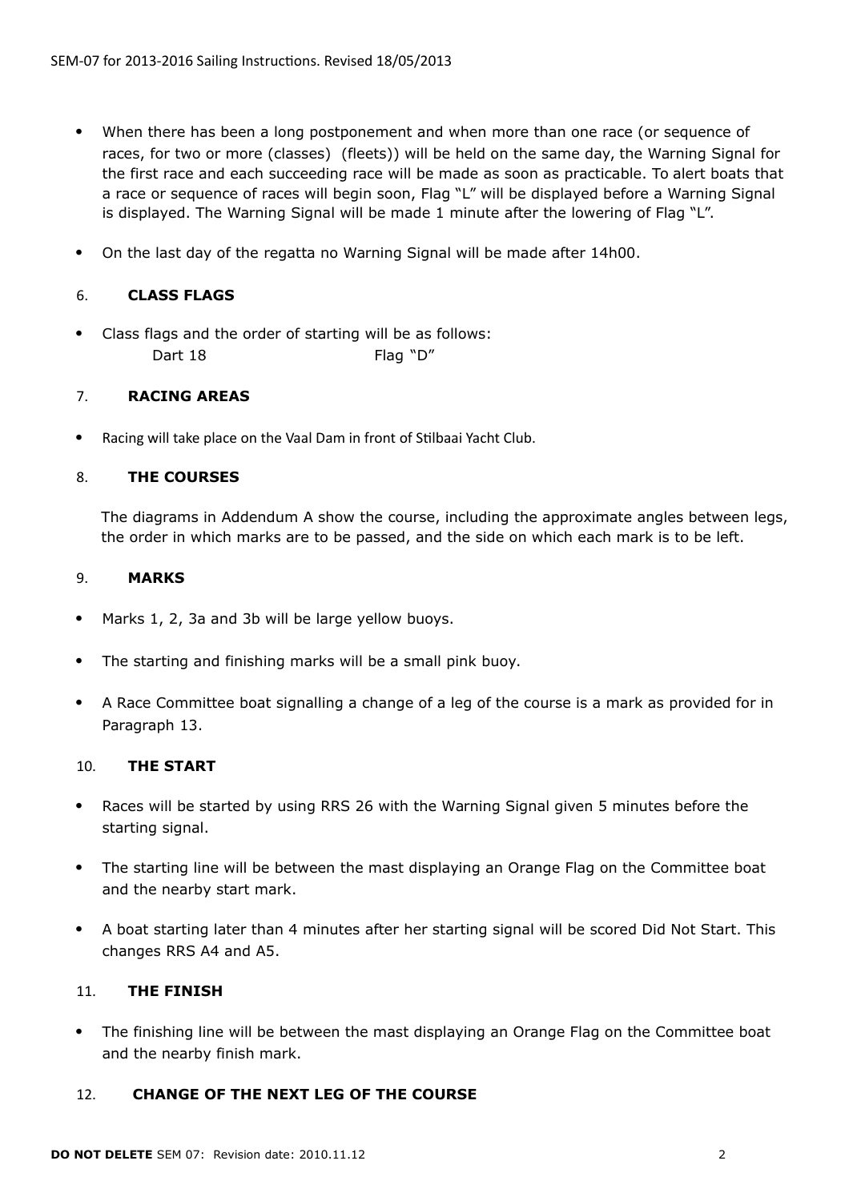- When there has been a long postponement and when more than one race (or sequence of races, for two or more (classes) (fleets)) will be held on the same day, the Warning Signal for the first race and each succeeding race will be made as soon as practicable. To alert boats that a race or sequence of races will begin soon, Flag "L" will be displayed before a Warning Signal is displayed. The Warning Signal will be made 1 minute after the lowering of Flag "L".
- On the last day of the regatta no Warning Signal will be made after 14h00.

## 6. CLASS FLAGS

- Class flags and the order of starting will be as follows:

| | |
|---|---|
| Dart 18 | Flag "D" |

## 7. RACING AREAS

- Racing will take place on the Vaal Dam in front of Stilbaai Yacht Club.

## 8. THE COURSES

The diagrams in Addendum A show the course, including the approximate angles between legs, the order in which marks are to be passed, and the side on which each mark is to be left.

## 9. MARKS

- Marks 1, 2, 3a and 3b will be large yellow buoys.
- The starting and finishing marks will be a small pink buoy.
- A Race Committee boat signalling a change of a leg of the course is a mark as provided for in Paragraph 13.

## 10. THE START

- Races will be started by using RRS 26 with the Warning Signal given 5 minutes before the starting signal.
- The starting line will be between the mast displaying an Orange Flag on the Committee boat and the nearby start mark.
- A boat starting later than 4 minutes after her starting signal will be scored Did Not Start. This changes RRS A4 and A5.

## 11. THE FINISH

- The finishing line will be between the mast displaying an Orange Flag on the Committee boat and the nearby finish mark.

## 12. CHANGE OF THE NEXT LEG OF THE COURSE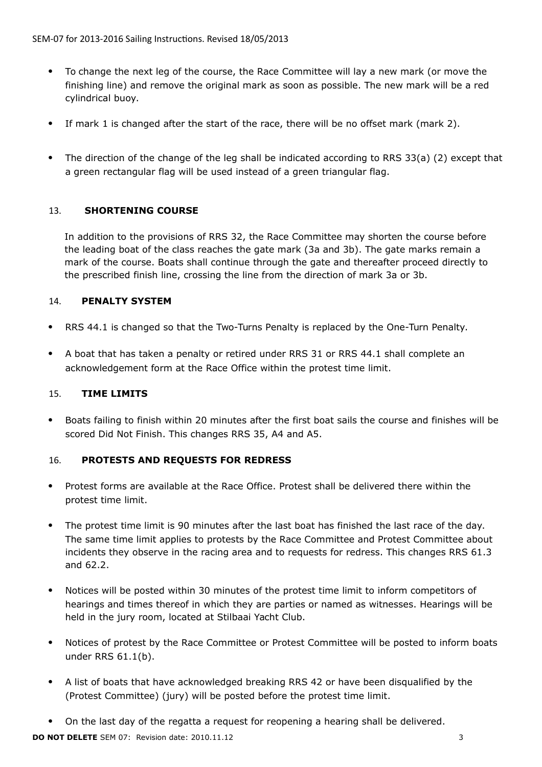- To change the next leg of the course, the Race Committee will lay a new mark (or move the finishing line) and remove the original mark as soon as possible. The new mark will be a red cylindrical buoy.
- If mark 1 is changed after the start of the race, there will be no offset mark (mark 2).
- The direction of the change of the leg shall be indicated according to RRS 33(a) (2) except that a green rectangular flag will be used instead of a green triangular flag.

## 13. SHORTENING COURSE

In addition to the provisions of RRS 32, the Race Committee may shorten the course before the leading boat of the class reaches the gate mark (3a and 3b). The gate marks remain a mark of the course. Boats shall continue through the gate and thereafter proceed directly to the prescribed finish line, crossing the line from the direction of mark 3a or 3b.

## 14. PENALTY SYSTEM

- RRS 44.1 is changed so that the Two-Turns Penalty is replaced by the One-Turn Penalty.
- A boat that has taken a penalty or retired under RRS 31 or RRS 44.1 shall complete an acknowledgement form at the Race Office within the protest time limit.

## 15. TIME LIMITS

- Boats failing to finish within 20 minutes after the first boat sails the course and finishes will be scored Did Not Finish. This changes RRS 35, A4 and A5.

## 16. PROTESTS AND REQUESTS FOR REDRESS

- Protest forms are available at the Race Office. Protest shall be delivered there within the protest time limit.
- The protest time limit is 90 minutes after the last boat has finished the last race of the day. The same time limit applies to protests by the Race Committee and Protest Committee about incidents they observe in the racing area and to requests for redress. This changes RRS 61.3 and 62.2.
- Notices will be posted within 30 minutes of the protest time limit to inform competitors of hearings and times thereof in which they are parties or named as witnesses. Hearings will be held in the jury room, located at Stilbaai Yacht Club.
- Notices of protest by the Race Committee or Protest Committee will be posted to inform boats under RRS 61.1(b).
- A list of boats that have acknowledged breaking RRS 42 or have been disqualified by the (Protest Committee) (jury) will be posted before the protest time limit.
- On the last day of the regatta a request for reopening a hearing shall be delivered.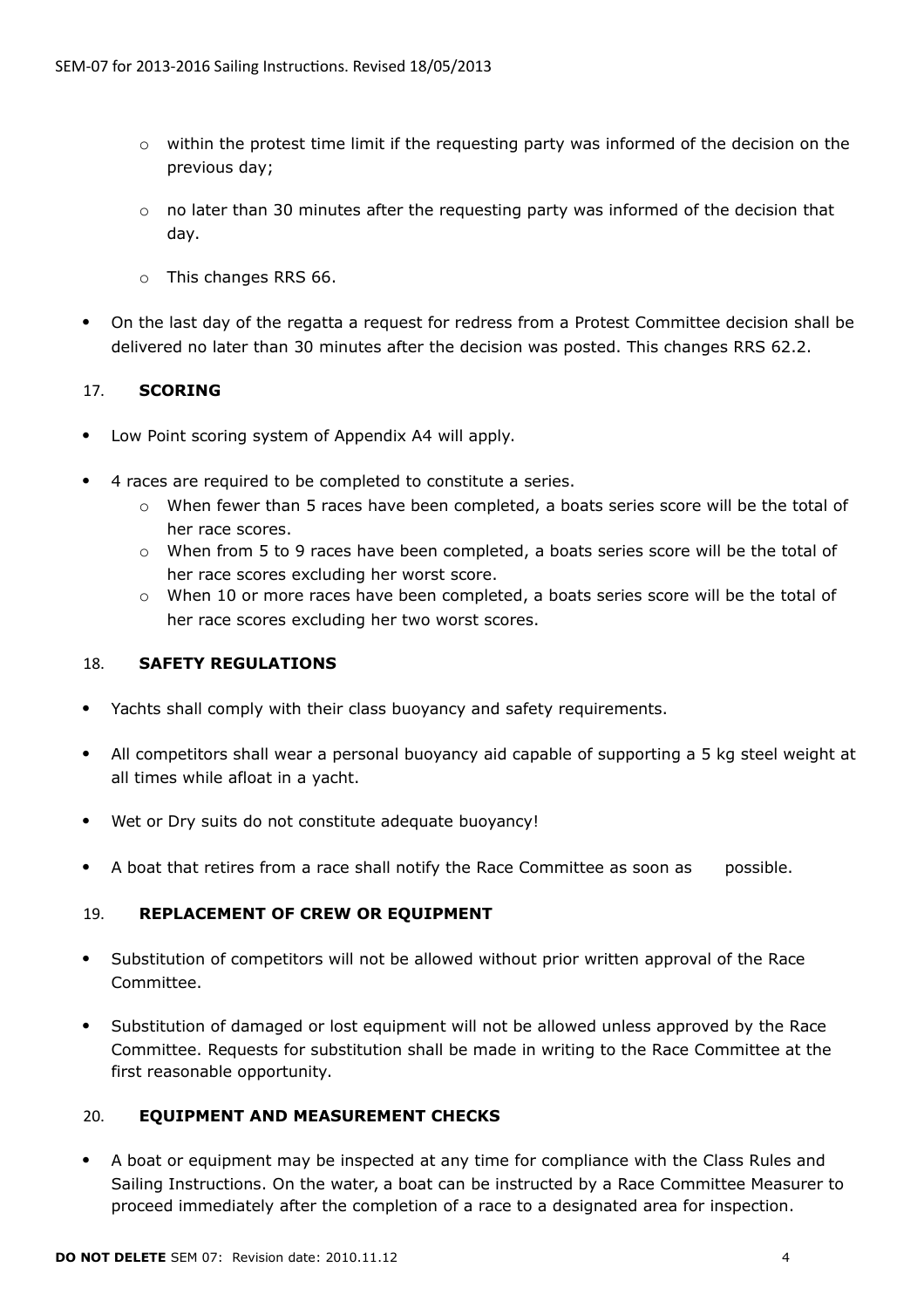- within the protest time limit if the requesting party was informed of the decision on the previous day;
  - no later than 30 minutes after the requesting party was informed of the decision that day.
  - This changes RRS 66.
- On the last day of the regatta a request for redress from a Protest Committee decision shall be delivered no later than 30 minutes after the decision was posted. This changes RRS 62.2.

## 17. SCORING

- Low Point scoring system of Appendix A4 will apply.
- 4 races are required to be completed to constitute a series.
  - When fewer than 5 races have been completed, a boats series score will be the total of her race scores.
  - When from 5 to 9 races have been completed, a boats series score will be the total of her race scores excluding her worst score.
  - When 10 or more races have been completed, a boats series score will be the total of her race scores excluding her two worst scores.

## 18. SAFETY REGULATIONS

- Yachts shall comply with their class buoyancy and safety requirements.
- All competitors shall wear a personal buoyancy aid capable of supporting a 5 kg steel weight at all times while afloat in a yacht.
- Wet or Dry suits do not constitute adequate buoyancy!
- A boat that retires from a race shall notify the Race Committee as soon as possible.

## 19. REPLACEMENT OF CREW OR EQUIPMENT

- Substitution of competitors will not be allowed without prior written approval of the Race Committee.
- Substitution of damaged or lost equipment will not be allowed unless approved by the Race Committee. Requests for substitution shall be made in writing to the Race Committee at the first reasonable opportunity.

## 20. EQUIPMENT AND MEASUREMENT CHECKS

- A boat or equipment may be inspected at any time for compliance with the Class Rules and Sailing Instructions. On the water, a boat can be instructed by a Race Committee Measurer to proceed immediately after the completion of a race to a designated area for inspection.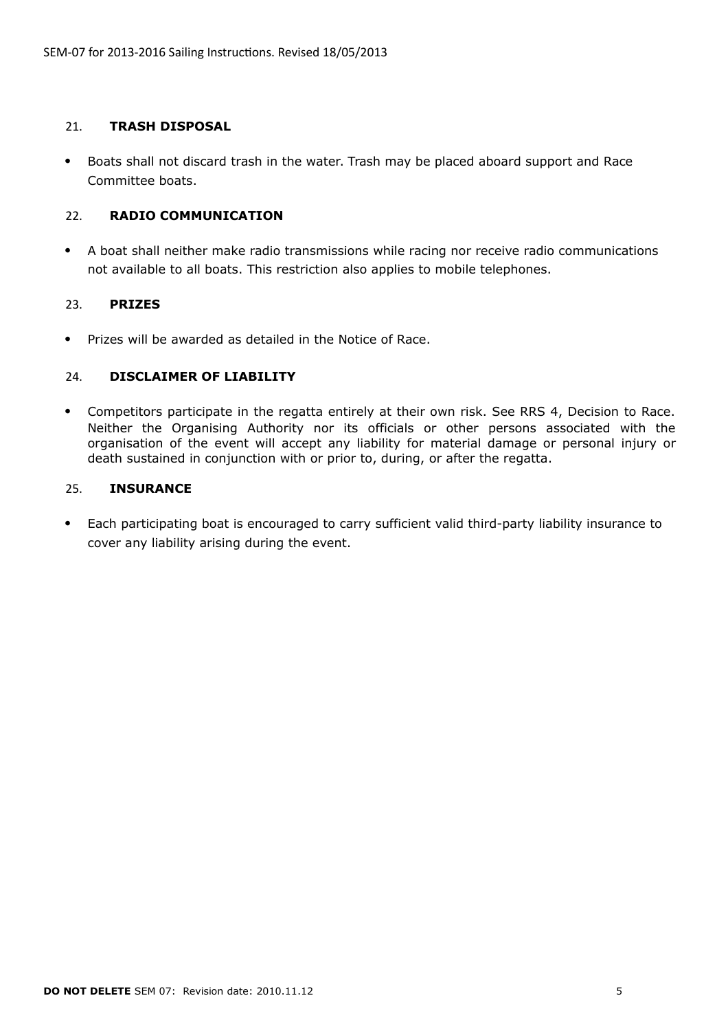## 21. TRASH DISPOSAL

- Boats shall not discard trash in the water. Trash may be placed aboard support and Race Committee boats.

## 22. RADIO COMMUNICATION

- A boat shall neither make radio transmissions while racing nor receive radio communications not available to all boats. This restriction also applies to mobile telephones.

## 23. PRIZES

- Prizes will be awarded as detailed in the Notice of Race.

## 24. DISCLAIMER OF LIABILITY

- Competitors participate in the regatta entirely at their own risk. See RRS 4, Decision to Race. Neither the Organising Authority nor its officials or other persons associated with the organisation of the event will accept any liability for material damage or personal injury or death sustained in conjunction with or prior to, during, or after the regatta.

## 25. INSURANCE

- Each participating boat is encouraged to carry sufficient valid third-party liability insurance to cover any liability arising during the event.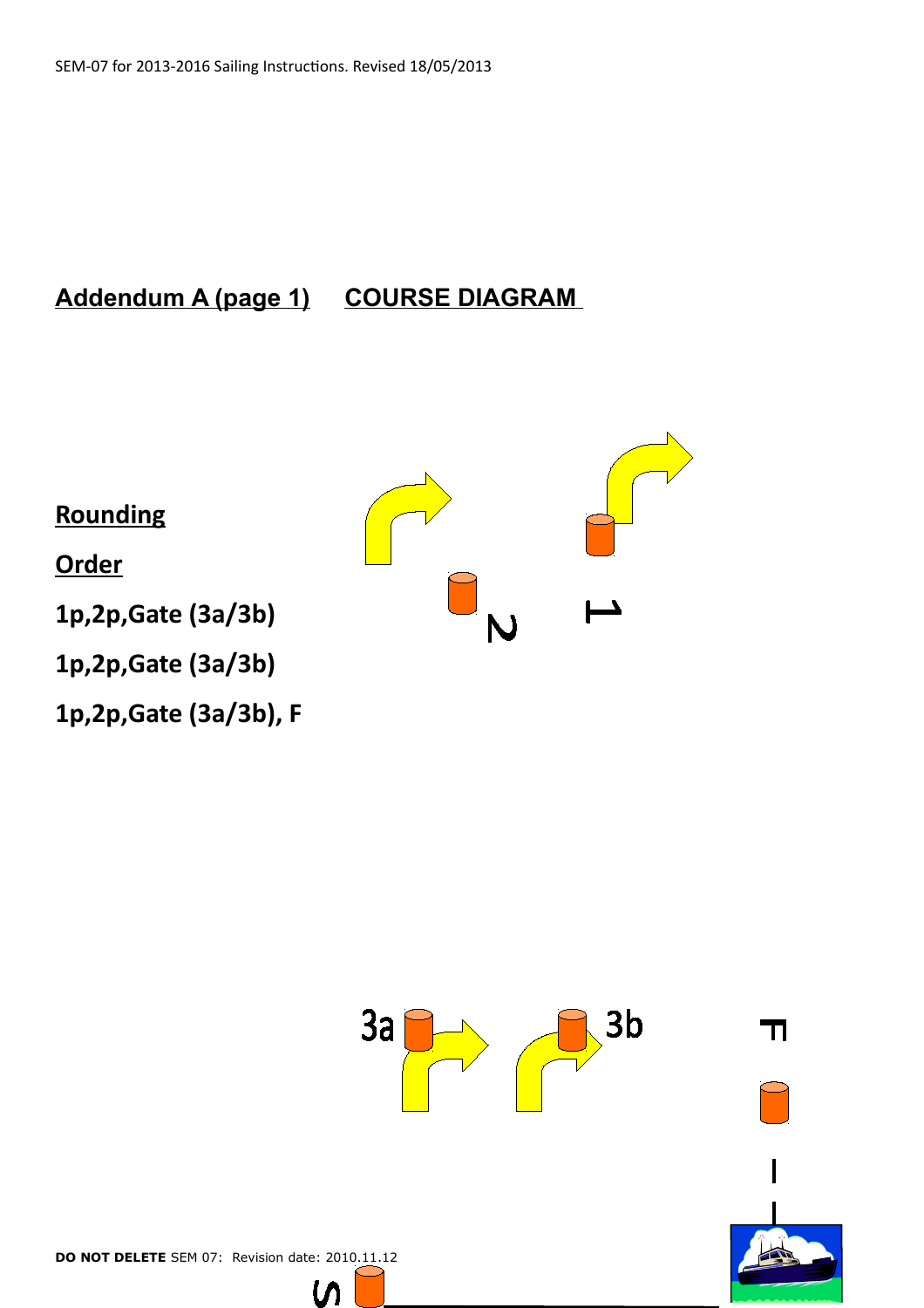## Addendum A (page 1) COURSE DIAGRAM

**Rounding**

**Order**

**1p,2p,Gate (3a/3b)**

**1p,2p,Gate (3a/3b)**

**1p,2p,Gate (3a/3b), F**

2

1

3a

3b

F

S